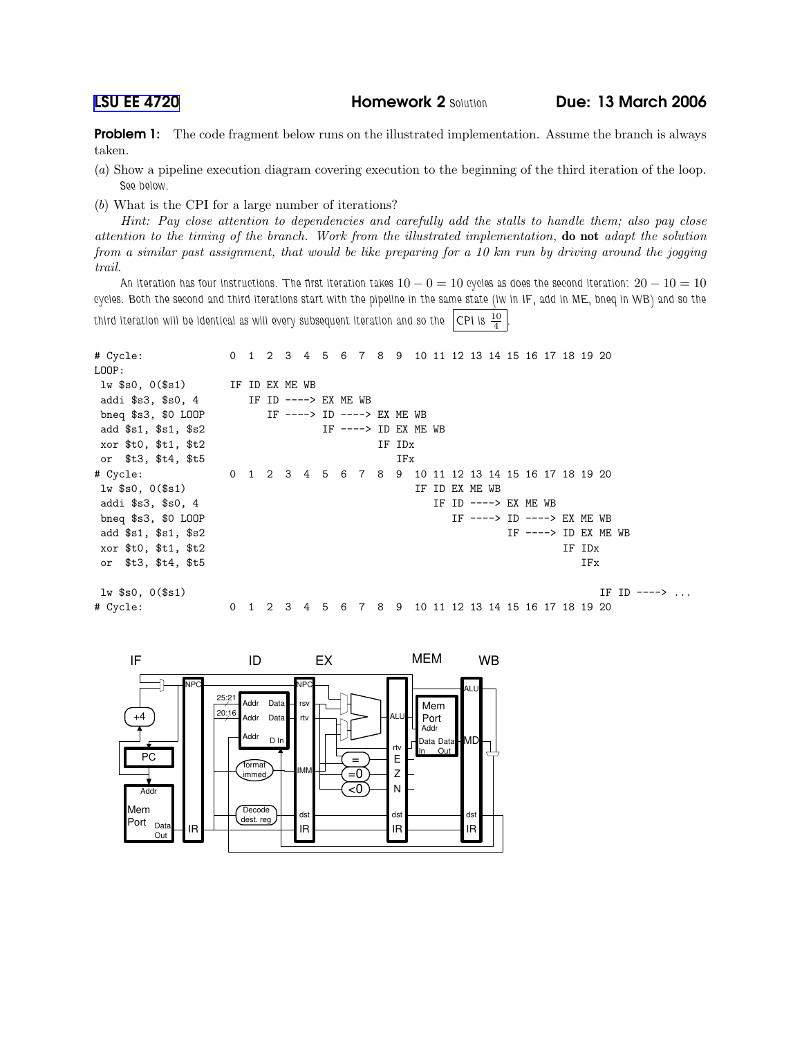LSU EE 4720 **Homework 2** Solution **Due: 13 March 2006**

**Problem 1:** The code fragment below runs on the illustrated implementation. Assume the branch is always taken.

(*a*) Show a pipeline execution diagram covering execution to the beginning of the third iteration of the loop.
See below.

(*b*) What is the CPI for a large number of iterations?

*Hint: Pay close attention to dependencies and carefully add the stalls to handle them; also pay close attention to the timing of the branch. Work from the illustrated implementation,* **do not** *adapt the solution from a similar past assignment, that would be like preparing for a 10 km run by driving around the jogging trail.*

An iteration has four instructions. The first iteration takes $10 - 0 = 10$ cycles as does the second iteration: $20 - 10 = 10$ cycles. Both the second and third iterations start with the pipeline in the same state (lw in IF, add in ME, bneq in WB) and so the third iteration will be identical as will every subsequent iteration and so the CPI is $\frac{10}{4}$.

```
# Cycle:              0  1  2  3  4  5  6  7  8  9  10 11 12 13 14 15 16 17 18 19 20
LOOP:
 lw $s0, 0($s1)       IF ID EX ME WB
 addi $s3, $s0, 4        IF ID ----> EX ME WB
 bneq $s3, $0 LOOP          IF ----> ID ----> EX ME WB
 add $s1, $s1, $s2                   IF ----> ID EX ME WB
 xor $t0, $t1, $t2                            IF IDx
 or  $t3, $t4, $t5                               IFx
# Cycle:              0  1  2  3  4  5  6  7  8  9  10 11 12 13 14 15 16 17 18 19 20
 lw $s0, 0($s1)                                     IF ID EX ME WB
 addi $s3, $s0, 4                                      IF ID ----> EX ME WB
 bneq $s3, $0 LOOP                                        IF ----> ID ----> EX ME WB
 add $s1, $s1, $s2                                                 IF ----> ID EX ME WB
 xor $t0, $t1, $t2                                                          IF IDx
 or  $t3, $t4, $t5                                                             IFx

 lw $s0, 0($s1)                                                                   IF ID ----> ...
# Cycle:              0  1  2  3  4  5  6  7  8  9  10 11 12 13 14 15 16 17 18 19 20
```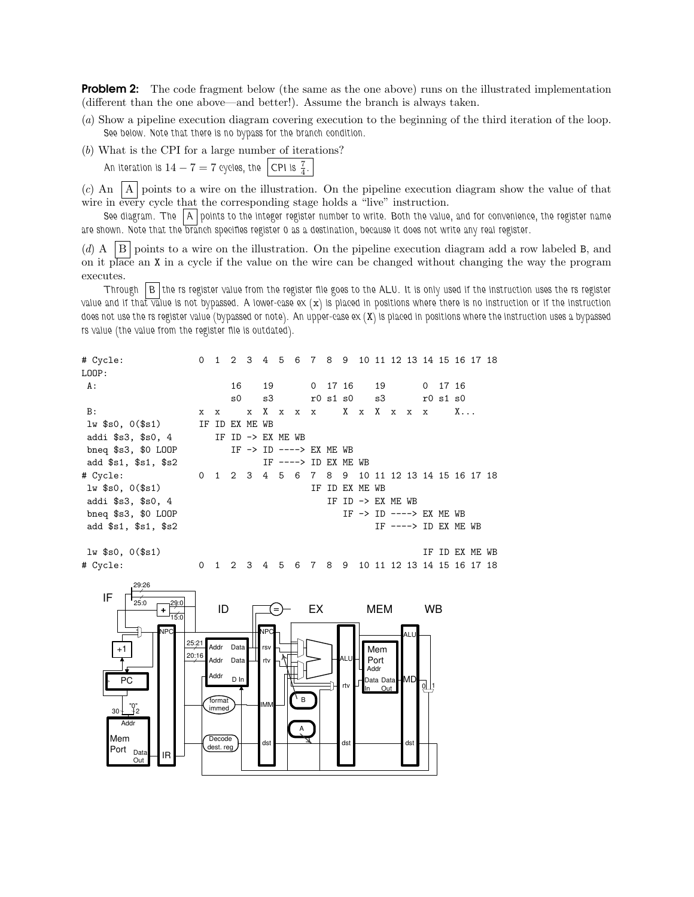**Problem 2:** The code fragment below (the same as the one above) runs on the illustrated implementation (different than the one above—and better!). Assume the branch is always taken.

(*a*) Show a pipeline execution diagram covering execution to the beginning of the third iteration of the loop.

See below. Note that there is no bypass for the branch condition.

(*b*) What is the CPI for a large number of iterations?

An iteration is $14 - 7 = 7$ cycles, the CPI is $\frac{7}{4}$.

(*c*) An A points to a wire on the illustration. On the pipeline execution diagram show the value of that wire in every cycle that the corresponding stage holds a "live" instruction.

See diagram. The A points to the integer register number to write. Both the value, and for convenience, the register name are shown. Note that the branch specifies register 0 as a destination, because it does not write any real register.

(*d*) A B points to a wire on the illustration. On the pipeline execution diagram add a row labeled B, and on it place an X in a cycle if the value on the wire can be changed without changing the way the program executes.

Through B the rs register value from the register file goes to the ALU. It is only used if the instruction uses the rs register value and if that value is not bypassed. A lower-case ex (x) is placed in positions where there is no instruction or if the instruction does not use the rs register value (bypassed or note). An upper-case ex (X) is placed in positions where the instruction uses a bypassed rs value (the value from the register file is outdated).

```
# Cycle:              0  1  2  3  4  5  6  7  8  9  10 11 12 13 14 15 16 17 18
LOOP:
 A:                         16    19       0  17 16    19       0  17 16
                            s0    s3       r0 s1 s0    s3       r0 s1 s0
 B:                   x  x     x  X  x  x  x     X  x  X  x  x  x     X...
 lw $s0, 0($s1)       IF ID EX ME WB
 addi $s3, $s0, 4        IF ID -> EX ME WB
 bneq $s3, $0 LOOP          IF -> ID ----> EX ME WB
 add $s1, $s1, $s2                IF ----> ID EX ME WB
# Cycle:              0  1  2  3  4  5  6  7  8  9  10 11 12 13 14 15 16 17 18
 lw $s0, 0($s1)                            IF ID EX ME WB
 addi $s3, $s0, 4                             IF ID -> EX ME WB
 bneq $s3, $0 LOOP                               IF -> ID ----> EX ME WB
 add $s1, $s1, $s2                                     IF ----> ID EX ME WB

 lw $s0, 0($s1)                                                 IF ID EX ME WB
# Cycle:              0  1  2  3  4  5  6  7  8  9  10 11 12 13 14 15 16 17 18
```

IF

29:26

25:0

29:0

15:0

ID

EX

MEM

WB

NPC

+1

PC

"0"

30

2

Addr

Mem Port

Data Out

IR

25:21

20:16

Addr Data

Addr Data

Addr

D In

format immed

Decode dest. reg

NPC

rsv

rtv

IMM

dst

=

B

A

ALU

rtv

dst

Mem Port

Addr

Data In

Data Out

ALU

MD

dst

0 1